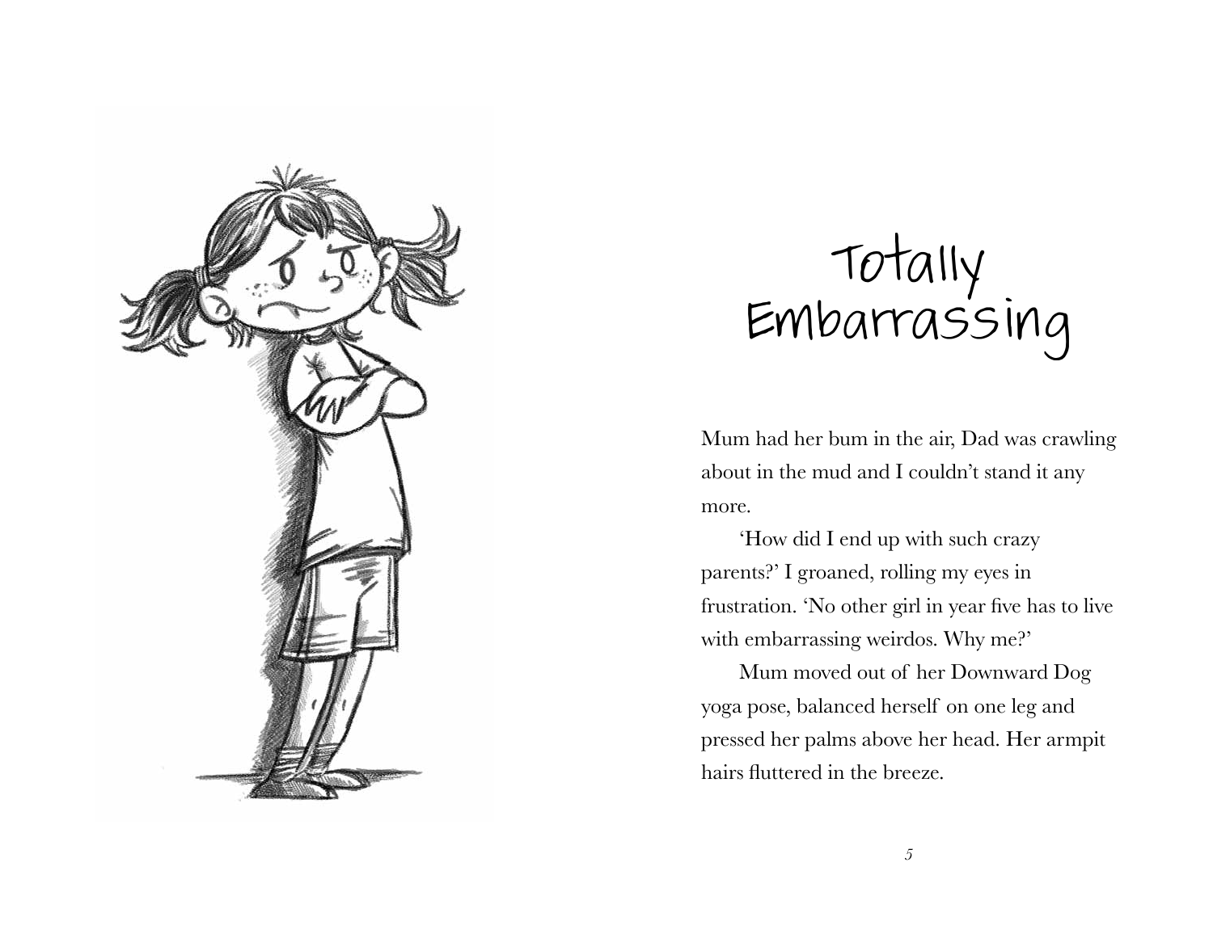# Totally Embarrassing

Mum had her bum in the air, Dad was crawling about in the mud and I couldn't stand it any more.

'How did I end up with such crazy parents?' I groaned, rolling my eyes in frustration. 'No other girl in year five has to live with embarrassing weirdos. Why me?'

Mum moved out of her Downward Dog yoga pose, balanced herself on one leg and pressed her palms above her head. Her armpit hairs fluttered in the breeze.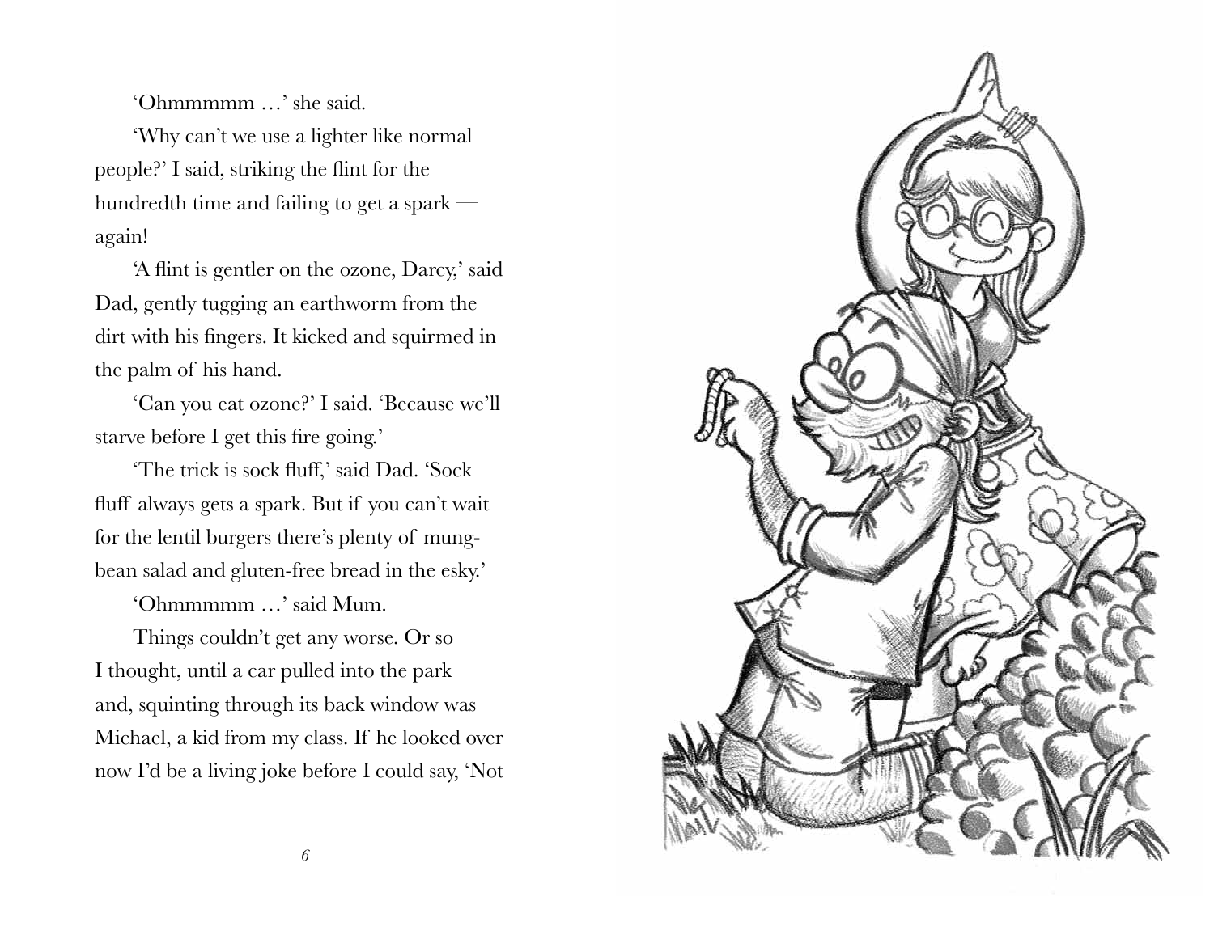'Ohmmmmm …' she said.

'Why can't we use a lighter like normal people?' I said, striking the flint for the hundredth time and failing to get a spark — again!

'A flint is gentler on the ozone, Darcy,' said Dad, gently tugging an earthworm from the dirt with his fingers. It kicked and squirmed in the palm of his hand.

'Can you eat ozone?' I said. 'Because we'll starve before I get this fire going.'

'The trick is sock fluff,' said Dad. 'Sock fluff always gets a spark. But if you can't wait for the lentil burgers there's plenty of mung-bean salad and gluten-free bread in the esky.'

'Ohmmmmm …' said Mum.

Things couldn't get any worse. Or so I thought, until a car pulled into the park and, squinting through its back window was Michael, a kid from my class. If he looked over now I'd be a living joke before I could say, 'Not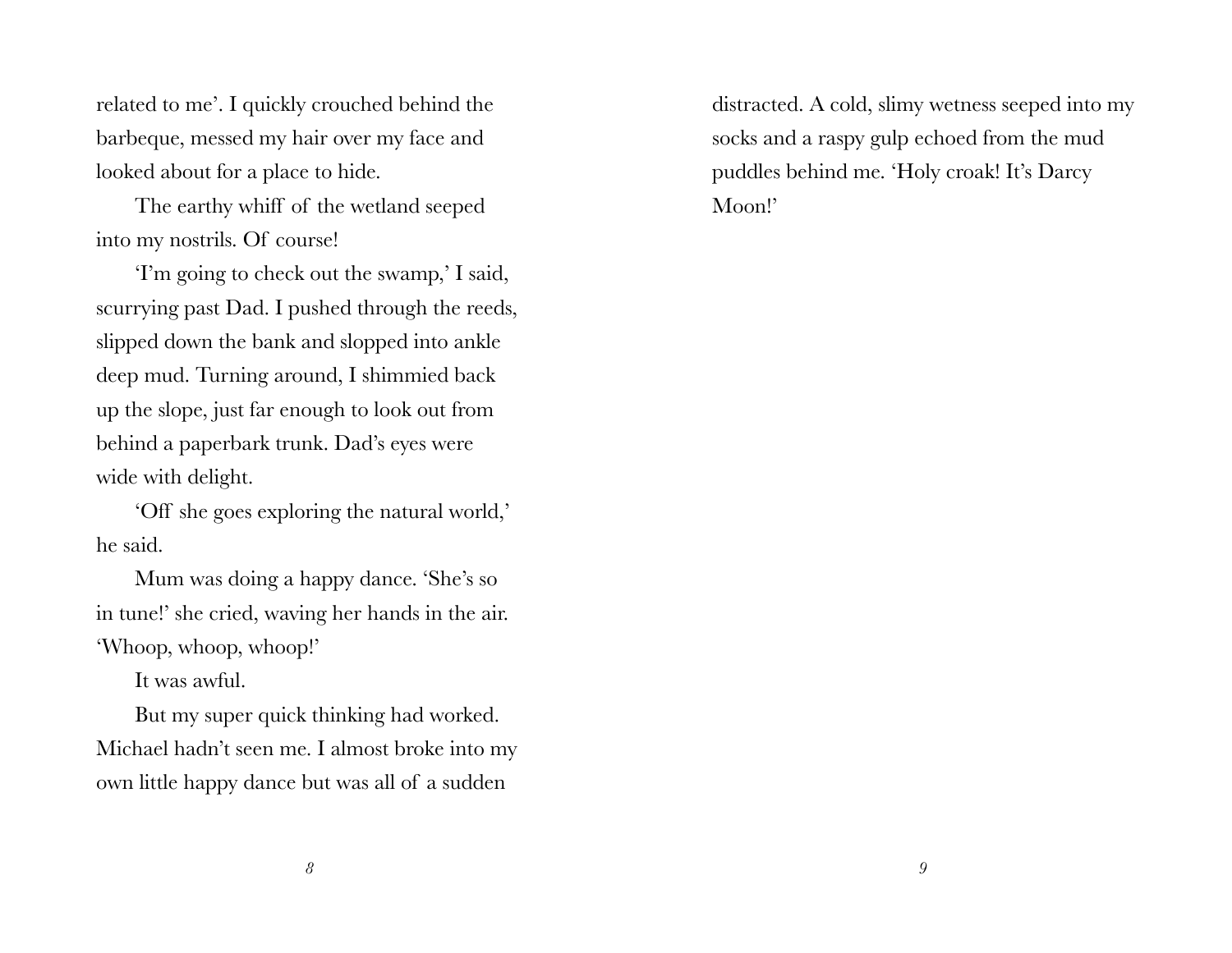related to me'. I quickly crouched behind the barbeque, messed my hair over my face and looked about for a place to hide.

The earthy whiff of the wetland seeped into my nostrils. Of course!

'I'm going to check out the swamp,' I said, scurrying past Dad. I pushed through the reeds, slipped down the bank and slopped into ankle deep mud. Turning around, I shimmied back up the slope, just far enough to look out from behind a paperbark trunk. Dad's eyes were wide with delight.

'Off she goes exploring the natural world,' he said.

Mum was doing a happy dance. 'She's so in tune!' she cried, waving her hands in the air. 'Whoop, whoop, whoop!'

It was awful.

But my super quick thinking had worked. Michael hadn't seen me. I almost broke into my own little happy dance but was all of a sudden distracted. A cold, slimy wetness seeped into my socks and a raspy gulp echoed from the mud puddles behind me. 'Holy croak! It's Darcy Moon!'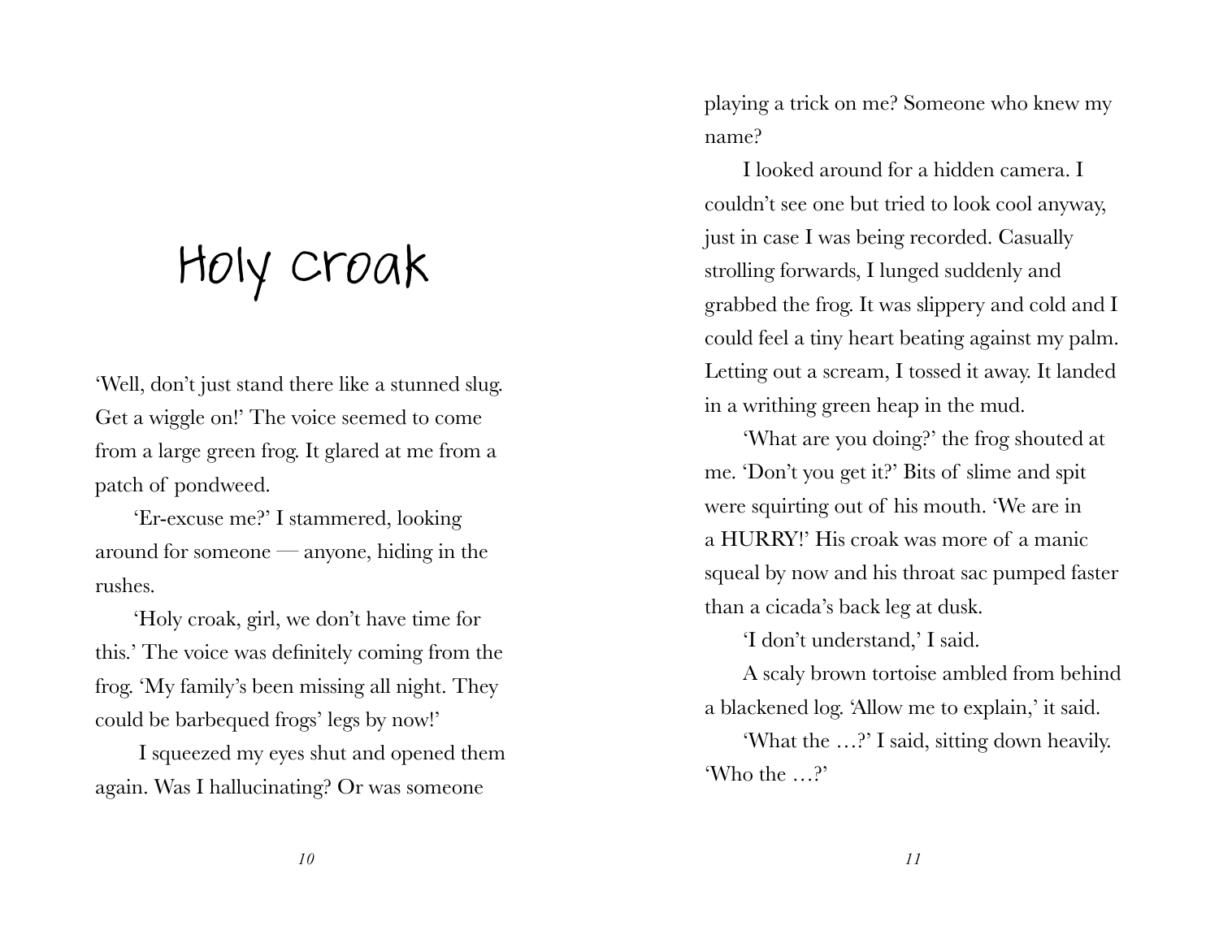# Holy croak

'Well, don't just stand there like a stunned slug. Get a wiggle on!' The voice seemed to come from a large green frog. It glared at me from a patch of pondweed.

'Er-excuse me?' I stammered, looking around for someone — anyone, hiding in the rushes.

'Holy croak, girl, we don't have time for this.' The voice was definitely coming from the frog. 'My family's been missing all night. They could be barbequed frogs' legs by now!'

I squeezed my eyes shut and opened them again. Was I hallucinating? Or was someone playing a trick on me? Someone who knew my name?

I looked around for a hidden camera. I couldn't see one but tried to look cool anyway, just in case I was being recorded. Casually strolling forwards, I lunged suddenly and grabbed the frog. It was slippery and cold and I could feel a tiny heart beating against my palm. Letting out a scream, I tossed it away. It landed in a writhing green heap in the mud.

'What are you doing?' the frog shouted at me. 'Don't you get it?' Bits of slime and spit were squirting out of his mouth. 'We are in a HURRY!' His croak was more of a manic squeal by now and his throat sac pumped faster than a cicada's back leg at dusk.

'I don't understand,' I said.

A scaly brown tortoise ambled from behind a blackened log. 'Allow me to explain,' it said.

'What the …?' I said, sitting down heavily. 'Who the …?'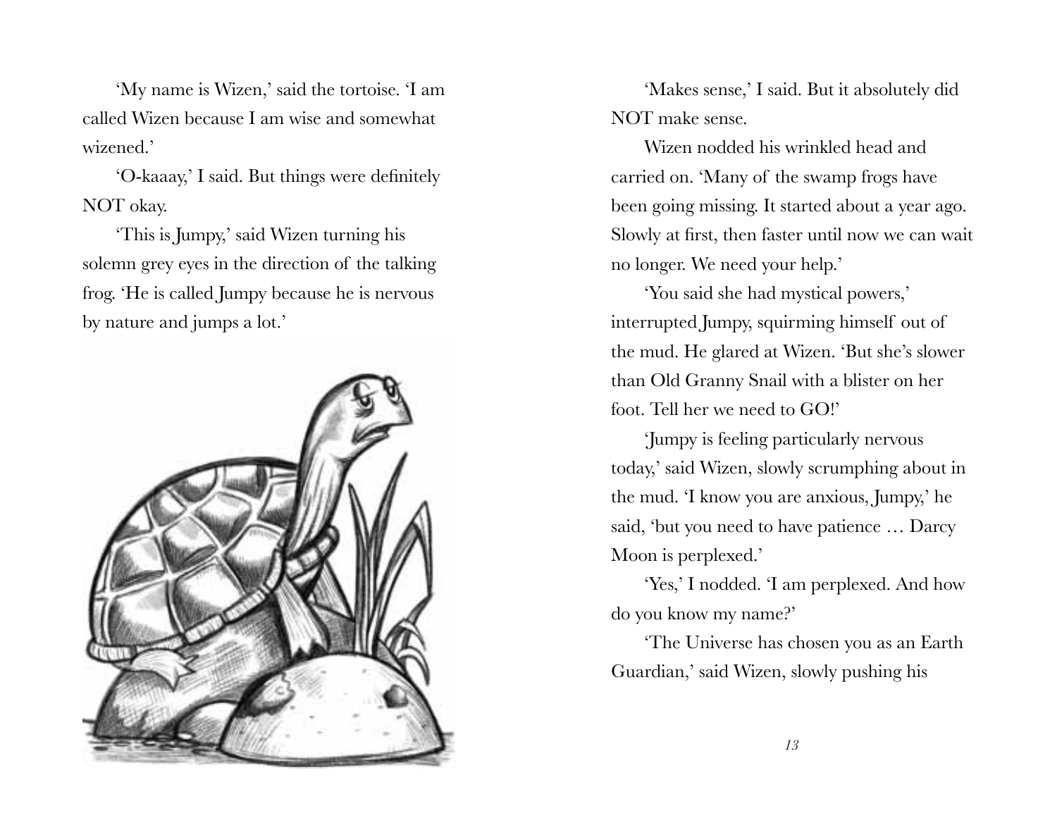'My name is Wizen,' said the tortoise. 'I am called Wizen because I am wise and somewhat wizened.'

'O-kaaay,' I said. But things were definitely NOT okay.

'This is Jumpy,' said Wizen turning his solemn grey eyes in the direction of the talking frog. 'He is called Jumpy because he is nervous by nature and jumps a lot.'

'Makes sense,' I said. But it absolutely did NOT make sense.

Wizen nodded his wrinkled head and carried on. 'Many of the swamp frogs have been going missing. It started about a year ago. Slowly at first, then faster until now we can wait no longer. We need your help.'

'You said she had mystical powers,' interrupted Jumpy, squirming himself out of the mud. He glared at Wizen. 'But she's slower than Old Granny Snail with a blister on her foot. Tell her we need to GO!'

'Jumpy is feeling particularly nervous today,' said Wizen, slowly scrumphing about in the mud. 'I know you are anxious, Jumpy,' he said, 'but you need to have patience … Darcy Moon is perplexed.'

'Yes,' I nodded. 'I am perplexed. And how do you know my name?'

'The Universe has chosen you as an Earth Guardian,' said Wizen, slowly pushing his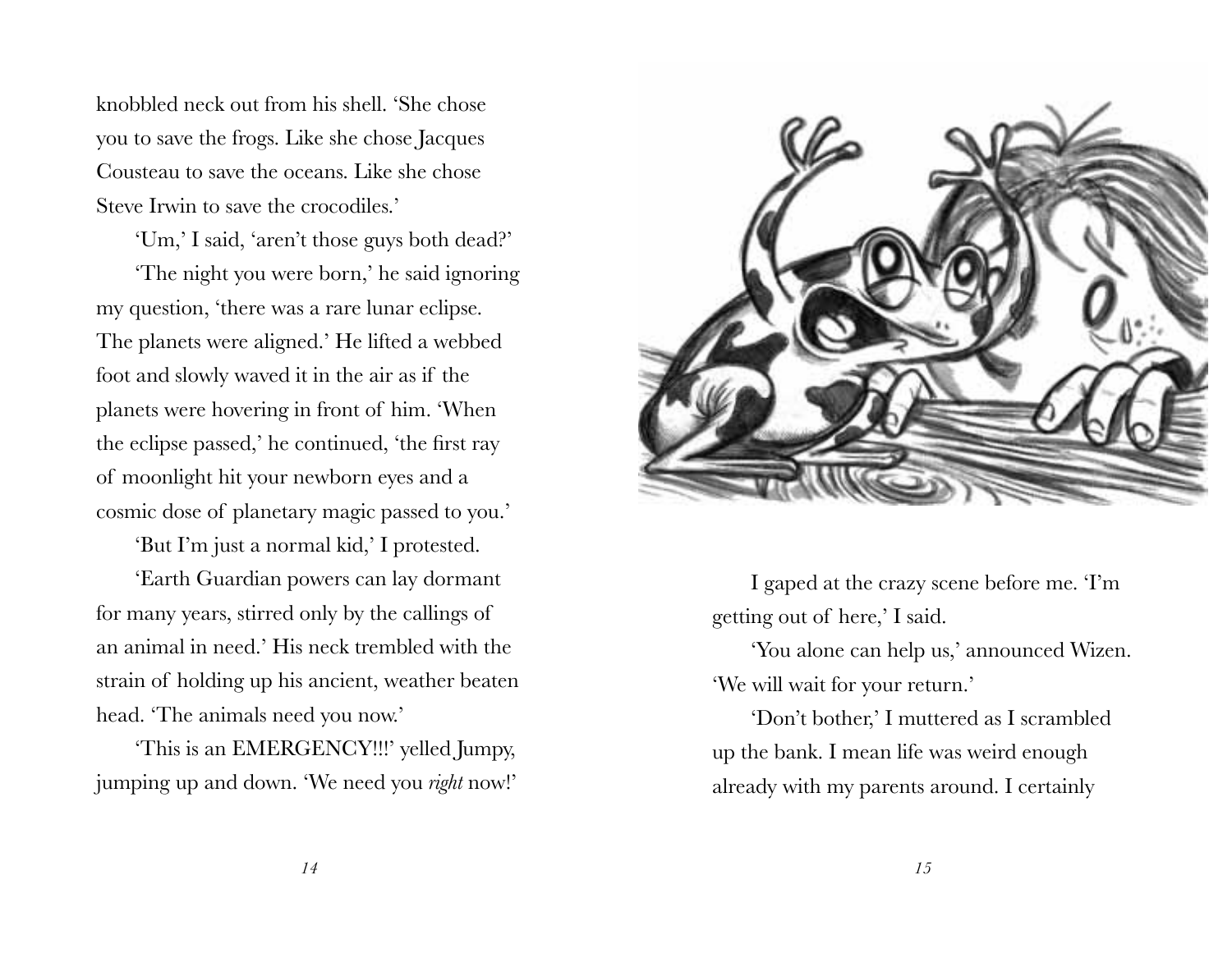knobbled neck out from his shell. 'She chose you to save the frogs. Like she chose Jacques Cousteau to save the oceans. Like she chose Steve Irwin to save the crocodiles.'

'Um,' I said, 'aren't those guys both dead?'

'The night you were born,' he said ignoring my question, 'there was a rare lunar eclipse. The planets were aligned.' He lifted a webbed foot and slowly waved it in the air as if the planets were hovering in front of him. 'When the eclipse passed,' he continued, 'the first ray of moonlight hit your newborn eyes and a cosmic dose of planetary magic passed to you.'

'But I'm just a normal kid,' I protested.

'Earth Guardian powers can lay dormant for many years, stirred only by the callings of an animal in need.' His neck trembled with the strain of holding up his ancient, weather beaten head. 'The animals need you now.'

'This is an EMERGENCY!!!' yelled Jumpy, jumping up and down. 'We need you *right* now!'

I gaped at the crazy scene before me. 'I'm getting out of here,' I said.

'You alone can help us,' announced Wizen. 'We will wait for your return.'

'Don't bother,' I muttered as I scrambled up the bank. I mean life was weird enough already with my parents around. I certainly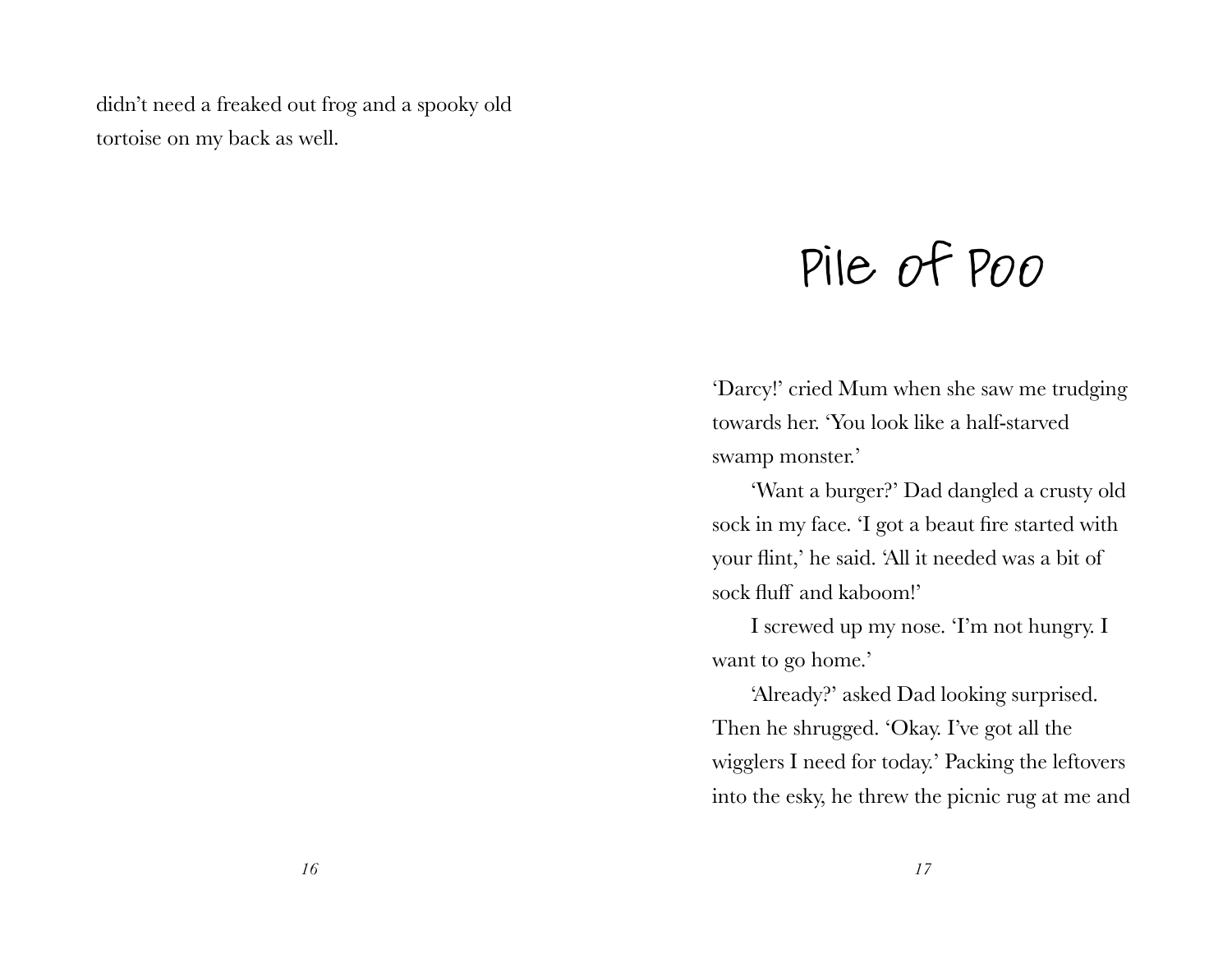didn't need a freaked out frog and a spooky old tortoise on my back as well.

# Pile of Poo

'Darcy!' cried Mum when she saw me trudging towards her. 'You look like a half-starved swamp monster.'

'Want a burger?' Dad dangled a crusty old sock in my face. 'I got a beaut fire started with your flint,' he said. 'All it needed was a bit of sock fluff and kaboom!'

I screwed up my nose. 'I'm not hungry. I want to go home.'

'Already?' asked Dad looking surprised. Then he shrugged. 'Okay. I've got all the wigglers I need for today.' Packing the leftovers into the esky, he threw the picnic rug at me and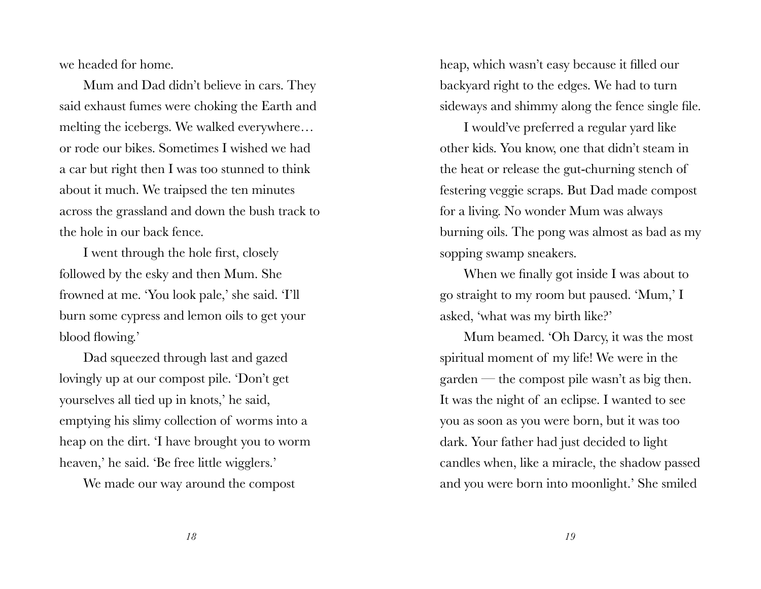we headed for home.

Mum and Dad didn't believe in cars. They said exhaust fumes were choking the Earth and melting the icebergs. We walked everywhere… or rode our bikes. Sometimes I wished we had a car but right then I was too stunned to think about it much. We traipsed the ten minutes across the grassland and down the bush track to the hole in our back fence.

I went through the hole first, closely followed by the esky and then Mum. She frowned at me. 'You look pale,' she said. 'I'll burn some cypress and lemon oils to get your blood flowing.'

Dad squeezed through last and gazed lovingly up at our compost pile. 'Don't get yourselves all tied up in knots,' he said, emptying his slimy collection of worms into a heap on the dirt. 'I have brought you to worm heaven,' he said. 'Be free little wigglers.'

We made our way around the compost heap, which wasn't easy because it filled our backyard right to the edges. We had to turn sideways and shimmy along the fence single file.

I would've preferred a regular yard like other kids. You know, one that didn't steam in the heat or release the gut-churning stench of festering veggie scraps. But Dad made compost for a living. No wonder Mum was always burning oils. The pong was almost as bad as my sopping swamp sneakers.

When we finally got inside I was about to go straight to my room but paused. 'Mum,' I asked, 'what was my birth like?'

Mum beamed. 'Oh Darcy, it was the most spiritual moment of my life! We were in the garden — the compost pile wasn't as big then. It was the night of an eclipse. I wanted to see you as soon as you were born, but it was too dark. Your father had just decided to light candles when, like a miracle, the shadow passed and you were born into moonlight.' She smiled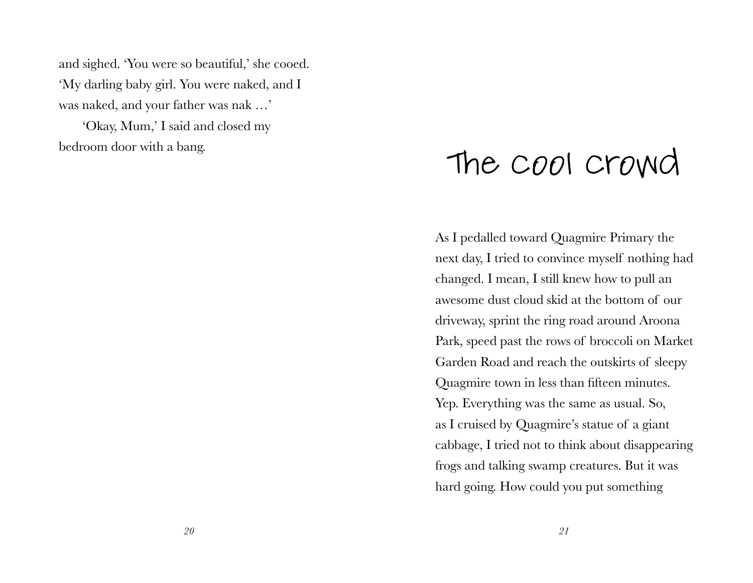and sighed. 'You were so beautiful,' she cooed. 'My darling baby girl. You were naked, and I was naked, and your father was nak …'

'Okay, Mum,' I said and closed my bedroom door with a bang.

# The cool crowd

As I pedalled toward Quagmire Primary the next day, I tried to convince myself nothing had changed. I mean, I still knew how to pull an awesome dust cloud skid at the bottom of our driveway, sprint the ring road around Aroona Park, speed past the rows of broccoli on Market Garden Road and reach the outskirts of sleepy Quagmire town in less than fifteen minutes. Yep. Everything was the same as usual. So, as I cruised by Quagmire's statue of a giant cabbage, I tried not to think about disappearing frogs and talking swamp creatures. But it was hard going. How could you put something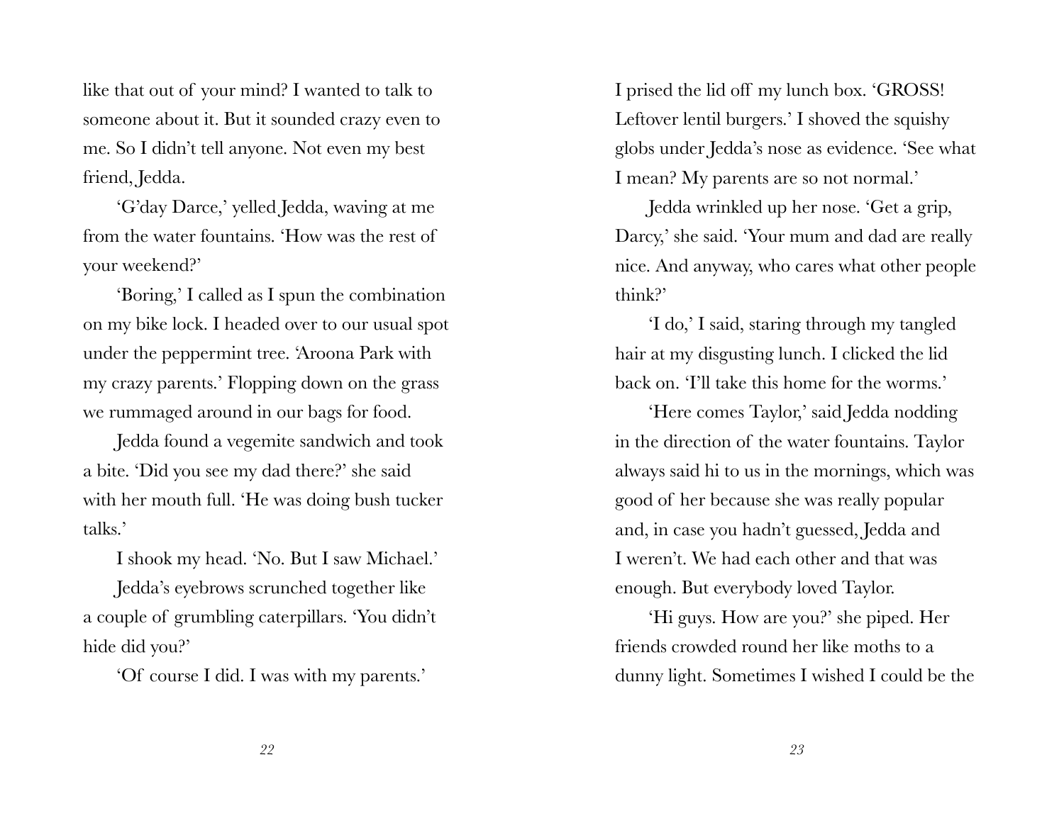like that out of your mind? I wanted to talk to someone about it. But it sounded crazy even to me. So I didn't tell anyone. Not even my best friend, Jedda.

'G'day Darce,' yelled Jedda, waving at me from the water fountains. 'How was the rest of your weekend?'

'Boring,' I called as I spun the combination on my bike lock. I headed over to our usual spot under the peppermint tree. 'Aroona Park with my crazy parents.' Flopping down on the grass we rummaged around in our bags for food.

Jedda found a vegemite sandwich and took a bite. 'Did you see my dad there?' she said with her mouth full. 'He was doing bush tucker talks.'

I shook my head. 'No. But I saw Michael.'

Jedda's eyebrows scrunched together like a couple of grumbling caterpillars. 'You didn't hide did you?'

'Of course I did. I was with my parents.'

I prised the lid off my lunch box. 'GROSS! Leftover lentil burgers.' I shoved the squishy globs under Jedda's nose as evidence. 'See what I mean? My parents are so not normal.'

Jedda wrinkled up her nose. 'Get a grip, Darcy,' she said. 'Your mum and dad are really nice. And anyway, who cares what other people think?'

'I do,' I said, staring through my tangled hair at my disgusting lunch. I clicked the lid back on. 'I'll take this home for the worms.'

'Here comes Taylor,' said Jedda nodding in the direction of the water fountains. Taylor always said hi to us in the mornings, which was good of her because she was really popular and, in case you hadn't guessed, Jedda and I weren't. We had each other and that was enough. But everybody loved Taylor.

'Hi guys. How are you?' she piped. Her friends crowded round her like moths to a dunny light. Sometimes I wished I could be the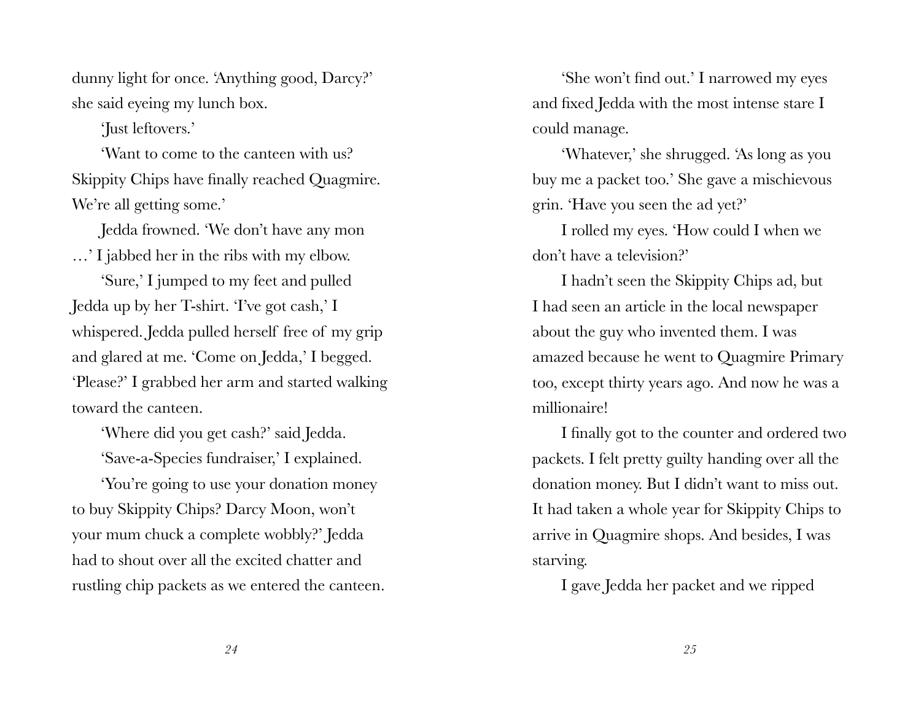dunny light for once. 'Anything good, Darcy?' she said eyeing my lunch box.

'Just leftovers.'

'Want to come to the canteen with us? Skippity Chips have finally reached Quagmire. We're all getting some.'

Jedda frowned. 'We don't have any mon …' I jabbed her in the ribs with my elbow.

'Sure,' I jumped to my feet and pulled Jedda up by her T-shirt. 'I've got cash,' I whispered. Jedda pulled herself free of my grip and glared at me. 'Come on Jedda,' I begged. 'Please?' I grabbed her arm and started walking toward the canteen.

'Where did you get cash?' said Jedda.

'Save-a-Species fundraiser,' I explained.

'You're going to use your donation money to buy Skippity Chips? Darcy Moon, won't your mum chuck a complete wobbly?' Jedda had to shout over all the excited chatter and rustling chip packets as we entered the canteen.

'She won't find out.' I narrowed my eyes and fixed Jedda with the most intense stare I could manage.

'Whatever,' she shrugged. 'As long as you buy me a packet too.' She gave a mischievous grin. 'Have you seen the ad yet?'

I rolled my eyes. 'How could I when we don't have a television?'

I hadn't seen the Skippity Chips ad, but I had seen an article in the local newspaper about the guy who invented them. I was amazed because he went to Quagmire Primary too, except thirty years ago. And now he was a millionaire!

I finally got to the counter and ordered two packets. I felt pretty guilty handing over all the donation money. But I didn't want to miss out. It had taken a whole year for Skippity Chips to arrive in Quagmire shops. And besides, I was starving.

I gave Jedda her packet and we ripped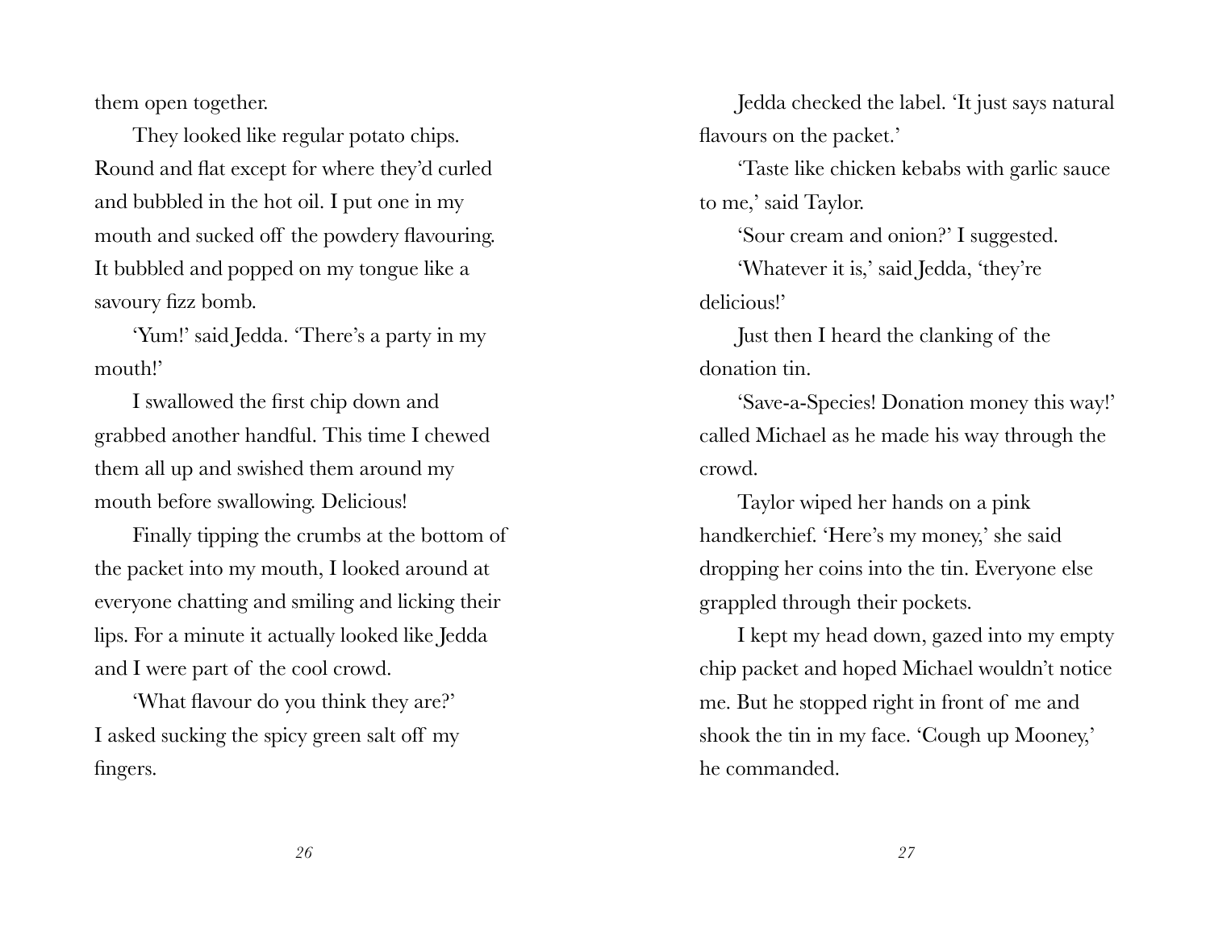them open together.

They looked like regular potato chips. Round and flat except for where they'd curled and bubbled in the hot oil. I put one in my mouth and sucked off the powdery flavouring. It bubbled and popped on my tongue like a savoury fizz bomb.

'Yum!' said Jedda. 'There's a party in my mouth!'

I swallowed the first chip down and grabbed another handful. This time I chewed them all up and swished them around my mouth before swallowing. Delicious!

Finally tipping the crumbs at the bottom of the packet into my mouth, I looked around at everyone chatting and smiling and licking their lips. For a minute it actually looked like Jedda and I were part of the cool crowd.

'What flavour do you think they are?' I asked sucking the spicy green salt off my fingers.

Jedda checked the label. 'It just says natural flavours on the packet.'

'Taste like chicken kebabs with garlic sauce to me,' said Taylor.

'Sour cream and onion?' I suggested.

'Whatever it is,' said Jedda, 'they're delicious!'

Just then I heard the clanking of the donation tin.

'Save-a-Species! Donation money this way!' called Michael as he made his way through the crowd.

Taylor wiped her hands on a pink handkerchief. 'Here's my money,' she said dropping her coins into the tin. Everyone else grappled through their pockets.

I kept my head down, gazed into my empty chip packet and hoped Michael wouldn't notice me. But he stopped right in front of me and shook the tin in my face. 'Cough up Mooney,' he commanded.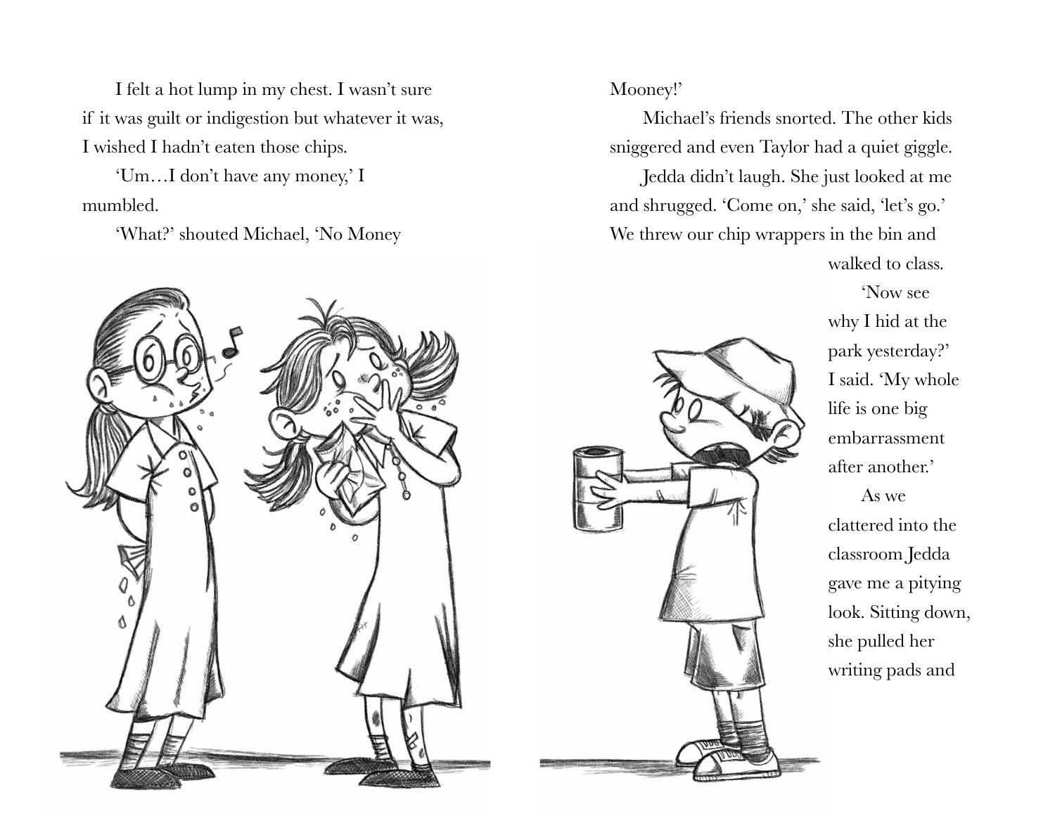I felt a hot lump in my chest. I wasn't sure if it was guilt or indigestion but whatever it was, I wished I hadn't eaten those chips.

'Um…I don't have any money,' I mumbled.

'What?' shouted Michael, 'No Money Mooney!'

Michael's friends snorted. The other kids sniggered and even Taylor had a quiet giggle.

Jedda didn't laugh. She just looked at me and shrugged. 'Come on,' she said, 'let's go.' We threw our chip wrappers in the bin and walked to class.

'Now see why I hid at the park yesterday?' I said. 'My whole life is one big embarrassment after another.'

As we clattered into the classroom Jedda gave me a pitying look. Sitting down, she pulled her writing pads and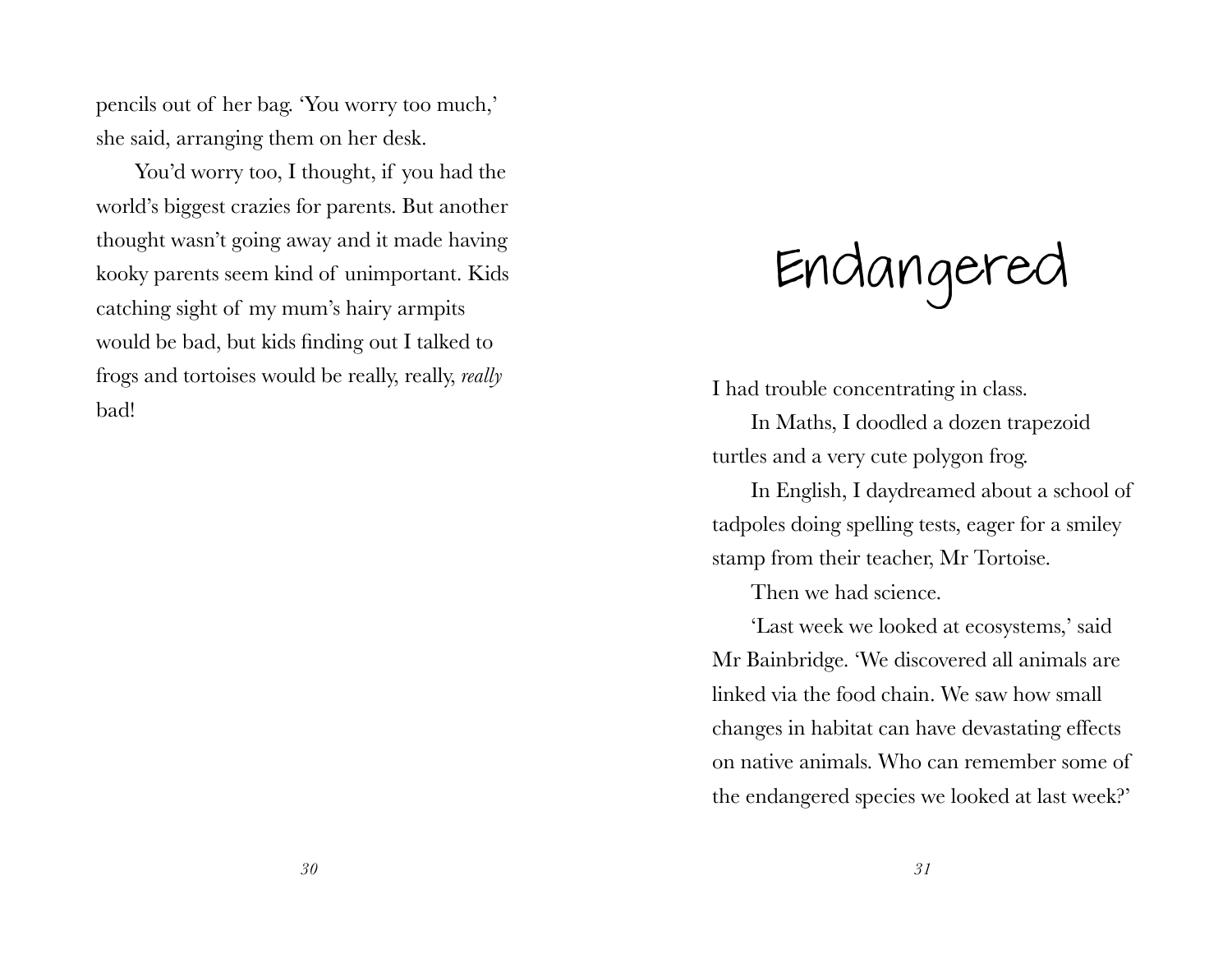pencils out of her bag. 'You worry too much,' she said, arranging them on her desk.

You'd worry too, I thought, if you had the world's biggest crazies for parents. But another thought wasn't going away and it made having kooky parents seem kind of unimportant. Kids catching sight of my mum's hairy armpits would be bad, but kids finding out I talked to frogs and tortoises would be really, really, *really* bad!

# Endangered

I had trouble concentrating in class.

In Maths, I doodled a dozen trapezoid turtles and a very cute polygon frog.

In English, I daydreamed about a school of tadpoles doing spelling tests, eager for a smiley stamp from their teacher, Mr Tortoise.

Then we had science.

'Last week we looked at ecosystems,' said Mr Bainbridge. 'We discovered all animals are linked via the food chain. We saw how small changes in habitat can have devastating effects on native animals. Who can remember some of the endangered species we looked at last week?'